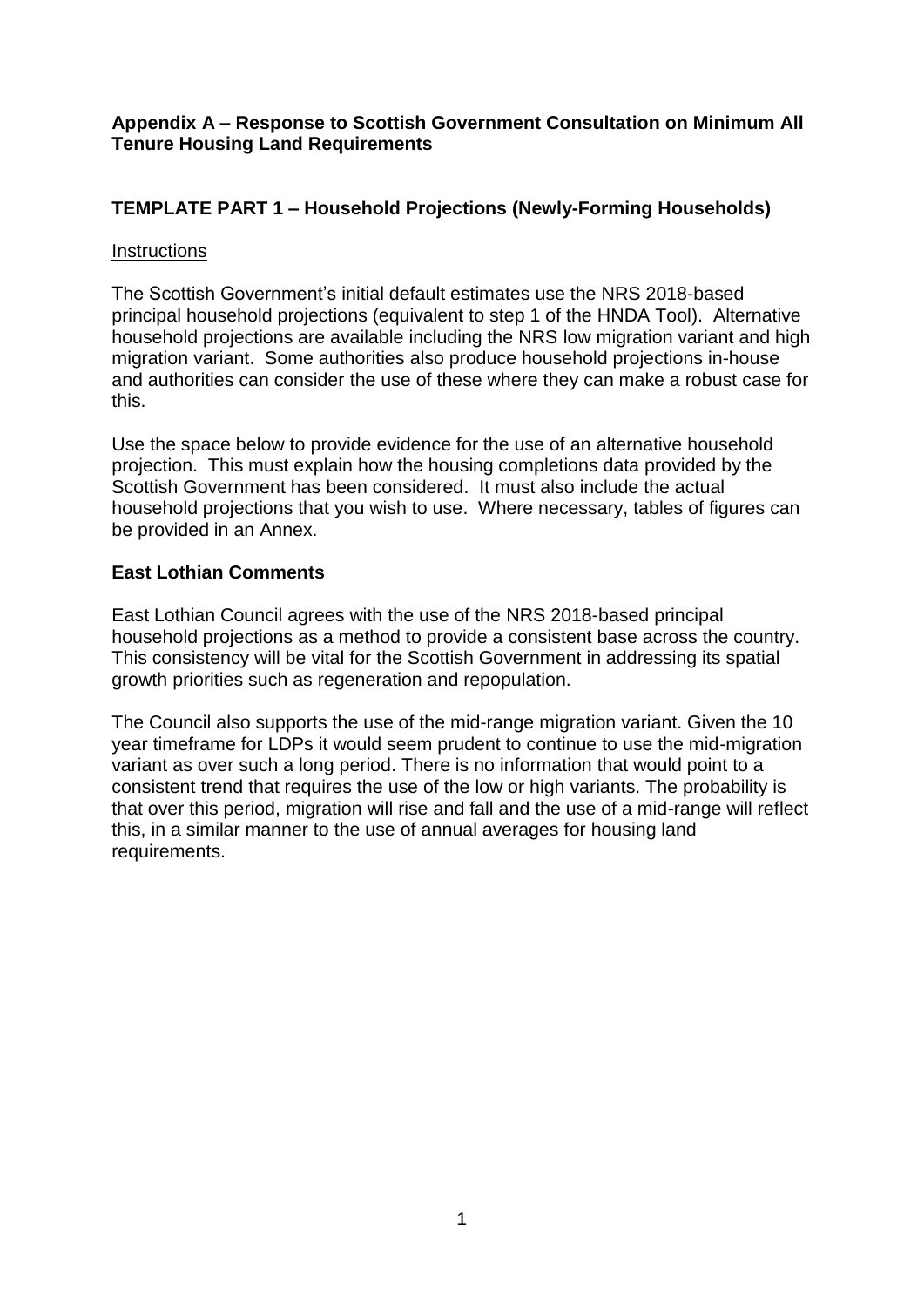**Appendix A – Response to Scottish Government Consultation on Minimum All Tenure Housing Land Requirements**

**TEMPLATE PART 1 – Household Projections (Newly-Forming Households)**

Instructions

The Scottish Government's initial default estimates use the NRS 2018-based principal household projections (equivalent to step 1 of the HNDA Tool). Alternative household projections are available including the NRS low migration variant and high migration variant. Some authorities also produce household projections in-house and authorities can consider the use of these where they can make a robust case for this.

Use the space below to provide evidence for the use of an alternative household projection. This must explain how the housing completions data provided by the Scottish Government has been considered. It must also include the actual household projections that you wish to use. Where necessary, tables of figures can be provided in an Annex.

**East Lothian Comments**

East Lothian Council agrees with the use of the NRS 2018-based principal household projections as a method to provide a consistent base across the country. This consistency will be vital for the Scottish Government in addressing its spatial growth priorities such as regeneration and repopulation.

The Council also supports the use of the mid-range migration variant. Given the 10 year timeframe for LDPs it would seem prudent to continue to use the mid-migration variant as over such a long period. There is no information that would point to a consistent trend that requires the use of the low or high variants. The probability is that over this period, migration will rise and fall and the use of a mid-range will reflect this, in a similar manner to the use of annual averages for housing land requirements.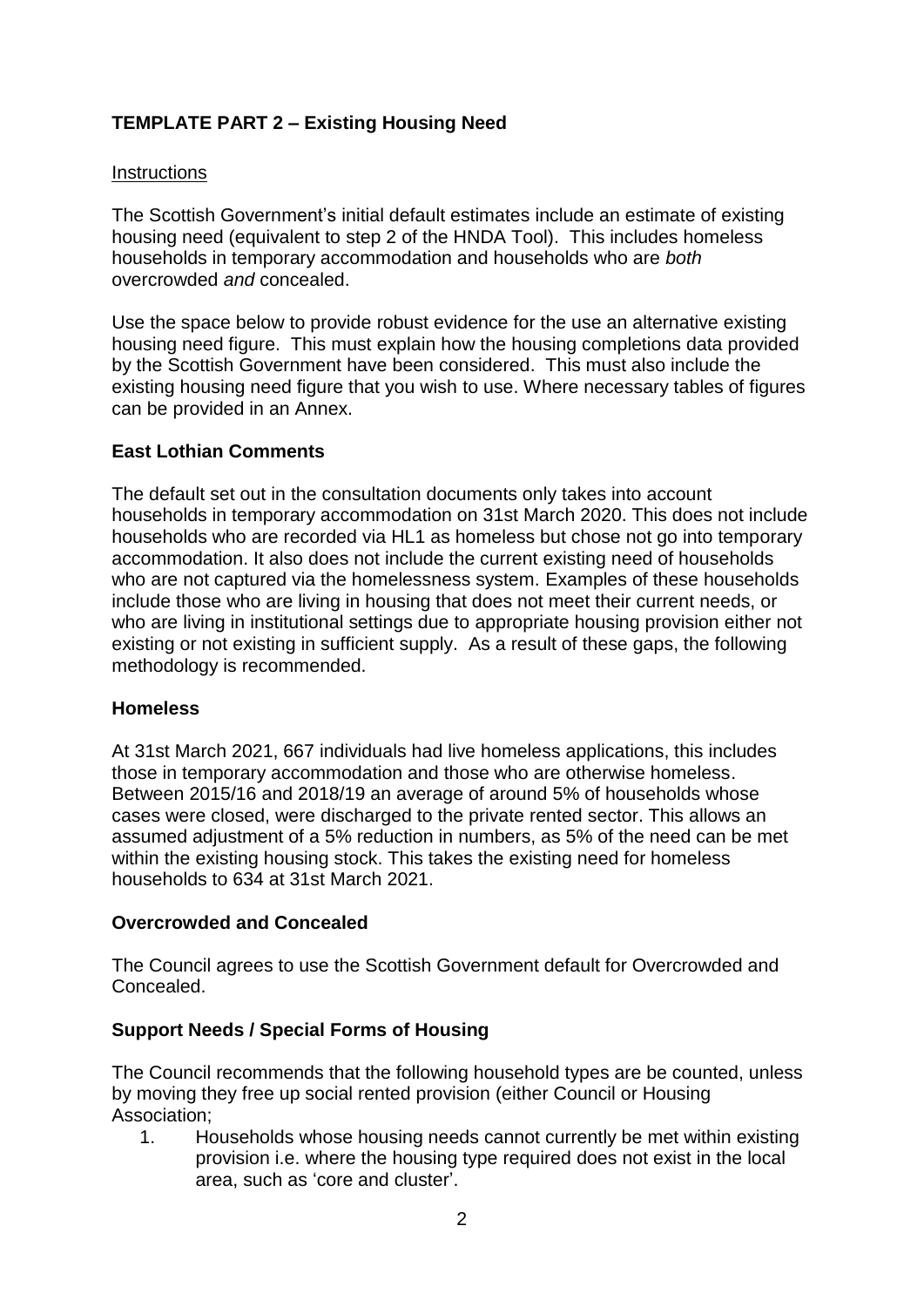## TEMPLATE PART 2 – Existing Housing Need

Instructions

The Scottish Government's initial default estimates include an estimate of existing housing need (equivalent to step 2 of the HNDA Tool). This includes homeless households in temporary accommodation and households who are *both* overcrowded *and* concealed.

Use the space below to provide robust evidence for the use an alternative existing housing need figure. This must explain how the housing completions data provided by the Scottish Government have been considered. This must also include the existing housing need figure that you wish to use. Where necessary tables of figures can be provided in an Annex.

### East Lothian Comments

The default set out in the consultation documents only takes into account households in temporary accommodation on 31st March 2020. This does not include households who are recorded via HL1 as homeless but chose not go into temporary accommodation. It also does not include the current existing need of households who are not captured via the homelessness system. Examples of these households include those who are living in housing that does not meet their current needs, or who are living in institutional settings due to appropriate housing provision either not existing or not existing in sufficient supply. As a result of these gaps, the following methodology is recommended.

### Homeless

At 31st March 2021, 667 individuals had live homeless applications, this includes those in temporary accommodation and those who are otherwise homeless. Between 2015/16 and 2018/19 an average of around 5% of households whose cases were closed, were discharged to the private rented sector. This allows an assumed adjustment of a 5% reduction in numbers, as 5% of the need can be met within the existing housing stock. This takes the existing need for homeless households to 634 at 31st March 2021.

### Overcrowded and Concealed

The Council agrees to use the Scottish Government default for Overcrowded and Concealed.

### Support Needs / Special Forms of Housing

The Council recommends that the following household types are be counted, unless by moving they free up social rented provision (either Council or Housing Association;

1. Households whose housing needs cannot currently be met within existing provision i.e. where the housing type required does not exist in the local area, such as 'core and cluster'.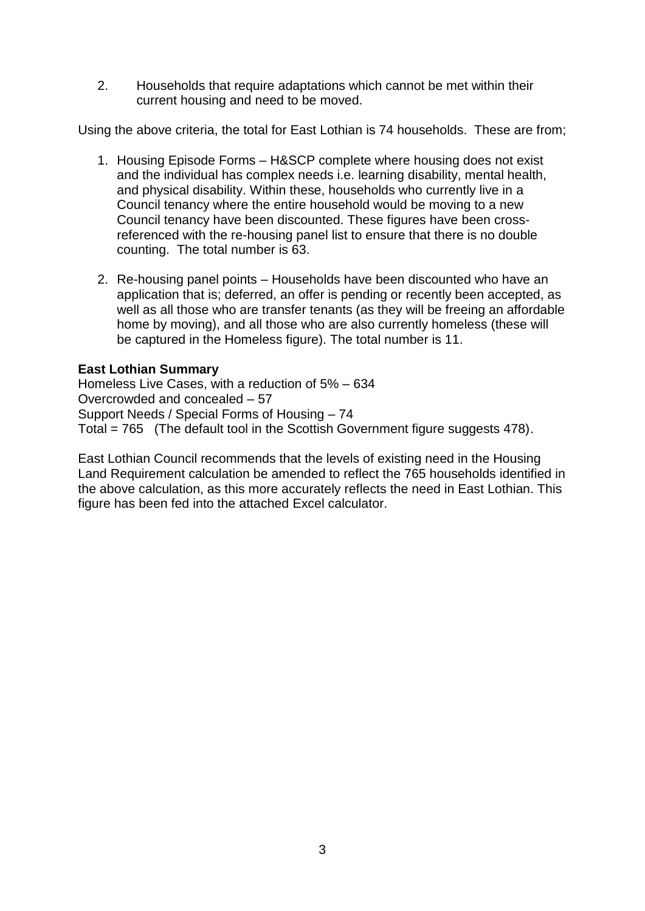2. Households that require adaptations which cannot be met within their current housing and need to be moved.

Using the above criteria, the total for East Lothian is 74 households. These are from;

1. Housing Episode Forms – H&SCP complete where housing does not exist and the individual has complex needs i.e. learning disability, mental health, and physical disability. Within these, households who currently live in a Council tenancy where the entire household would be moving to a new Council tenancy have been discounted. These figures have been cross-referenced with the re-housing panel list to ensure that there is no double counting. The total number is 63.

2. Re-housing panel points – Households have been discounted who have an application that is; deferred, an offer is pending or recently been accepted, as well as all those who are transfer tenants (as they will be freeing an affordable home by moving), and all those who are also currently homeless (these will be captured in the Homeless figure). The total number is 11.

**East Lothian Summary**

Homeless Live Cases, with a reduction of 5% – 634
Overcrowded and concealed – 57
Support Needs / Special Forms of Housing – 74
Total = 765 (The default tool in the Scottish Government figure suggests 478).

East Lothian Council recommends that the levels of existing need in the Housing Land Requirement calculation be amended to reflect the 765 households identified in the above calculation, as this more accurately reflects the need in East Lothian. This figure has been fed into the attached Excel calculator.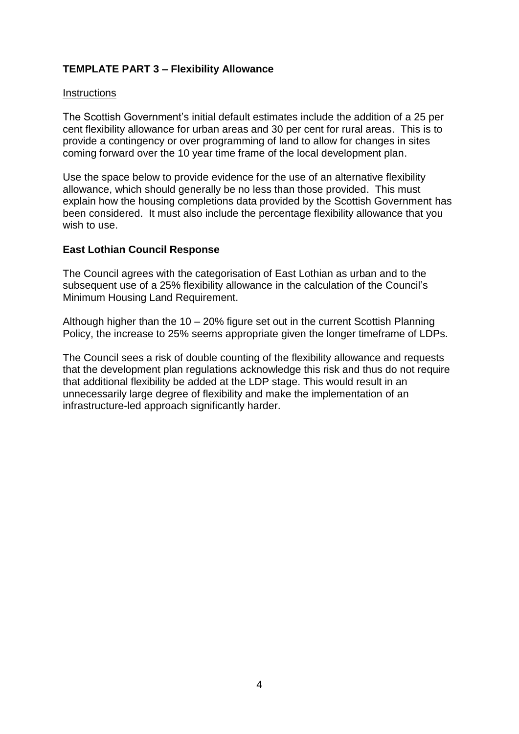**TEMPLATE PART 3 – Flexibility Allowance**

Instructions

The Scottish Government's initial default estimates include the addition of a 25 per cent flexibility allowance for urban areas and 30 per cent for rural areas. This is to provide a contingency or over programming of land to allow for changes in sites coming forward over the 10 year time frame of the local development plan.

Use the space below to provide evidence for the use of an alternative flexibility allowance, which should generally be no less than those provided. This must explain how the housing completions data provided by the Scottish Government has been considered. It must also include the percentage flexibility allowance that you wish to use.

**East Lothian Council Response**

The Council agrees with the categorisation of East Lothian as urban and to the subsequent use of a 25% flexibility allowance in the calculation of the Council's Minimum Housing Land Requirement.

Although higher than the 10 – 20% figure set out in the current Scottish Planning Policy, the increase to 25% seems appropriate given the longer timeframe of LDPs.

The Council sees a risk of double counting of the flexibility allowance and requests that the development plan regulations acknowledge this risk and thus do not require that additional flexibility be added at the LDP stage. This would result in an unnecessarily large degree of flexibility and make the implementation of an infrastructure-led approach significantly harder.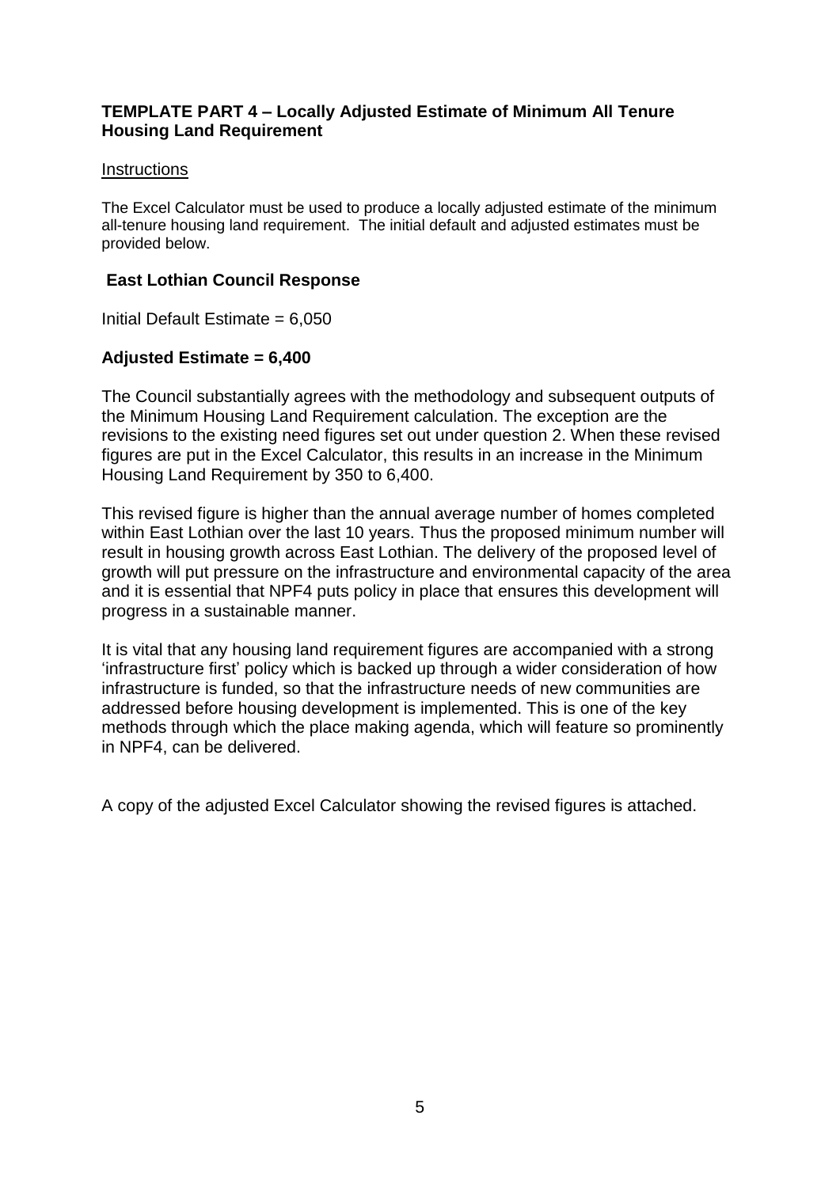### TEMPLATE PART 4 – Locally Adjusted Estimate of Minimum All Tenure Housing Land Requirement

Instructions

The Excel Calculator must be used to produce a locally adjusted estimate of the minimum all-tenure housing land requirement. The initial default and adjusted estimates must be provided below.

### East Lothian Council Response

Initial Default Estimate = 6,050

**Adjusted Estimate = 6,400**

The Council substantially agrees with the methodology and subsequent outputs of the Minimum Housing Land Requirement calculation. The exception are the revisions to the existing need figures set out under question 2. When these revised figures are put in the Excel Calculator, this results in an increase in the Minimum Housing Land Requirement by 350 to 6,400.

This revised figure is higher than the annual average number of homes completed within East Lothian over the last 10 years. Thus the proposed minimum number will result in housing growth across East Lothian. The delivery of the proposed level of growth will put pressure on the infrastructure and environmental capacity of the area and it is essential that NPF4 puts policy in place that ensures this development will progress in a sustainable manner.

It is vital that any housing land requirement figures are accompanied with a strong 'infrastructure first' policy which is backed up through a wider consideration of how infrastructure is funded, so that the infrastructure needs of new communities are addressed before housing development is implemented. This is one of the key methods through which the place making agenda, which will feature so prominently in NPF4, can be delivered.

A copy of the adjusted Excel Calculator showing the revised figures is attached.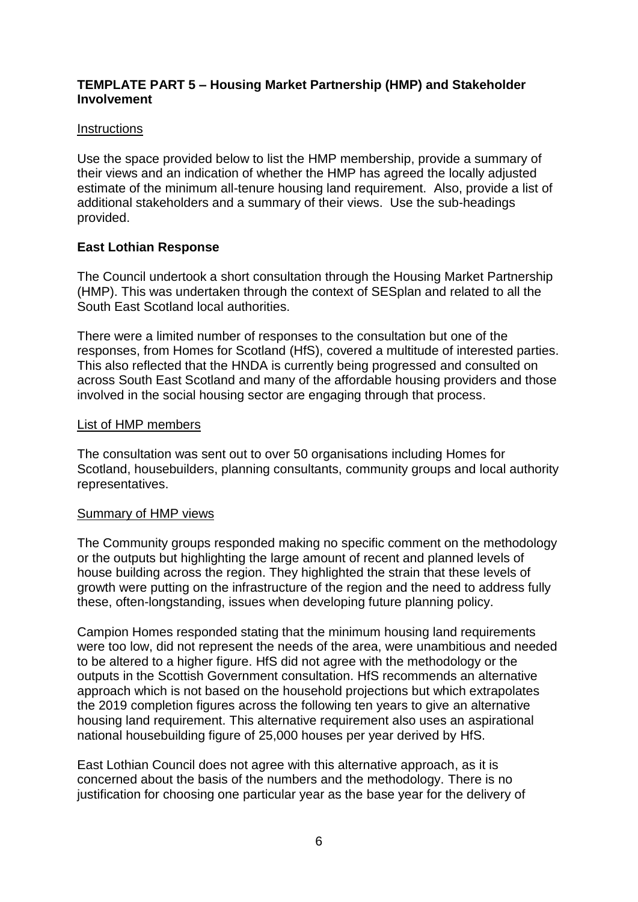**TEMPLATE PART 5 – Housing Market Partnership (HMP) and Stakeholder Involvement**

Instructions

Use the space provided below to list the HMP membership, provide a summary of their views and an indication of whether the HMP has agreed the locally adjusted estimate of the minimum all-tenure housing land requirement. Also, provide a list of additional stakeholders and a summary of their views. Use the sub-headings provided.

**East Lothian Response**

The Council undertook a short consultation through the Housing Market Partnership (HMP). This was undertaken through the context of SESplan and related to all the South East Scotland local authorities.

There were a limited number of responses to the consultation but one of the responses, from Homes for Scotland (HfS), covered a multitude of interested parties. This also reflected that the HNDA is currently being progressed and consulted on across South East Scotland and many of the affordable housing providers and those involved in the social housing sector are engaging through that process.

List of HMP members

The consultation was sent out to over 50 organisations including Homes for Scotland, housebuilders, planning consultants, community groups and local authority representatives.

Summary of HMP views

The Community groups responded making no specific comment on the methodology or the outputs but highlighting the large amount of recent and planned levels of house building across the region. They highlighted the strain that these levels of growth were putting on the infrastructure of the region and the need to address fully these, often-longstanding, issues when developing future planning policy.

Campion Homes responded stating that the minimum housing land requirements were too low, did not represent the needs of the area, were unambitious and needed to be altered to a higher figure. HfS did not agree with the methodology or the outputs in the Scottish Government consultation. HfS recommends an alternative approach which is not based on the household projections but which extrapolates the 2019 completion figures across the following ten years to give an alternative housing land requirement. This alternative requirement also uses an aspirational national housebuilding figure of 25,000 houses per year derived by HfS.

East Lothian Council does not agree with this alternative approach, as it is concerned about the basis of the numbers and the methodology. There is no justification for choosing one particular year as the base year for the delivery of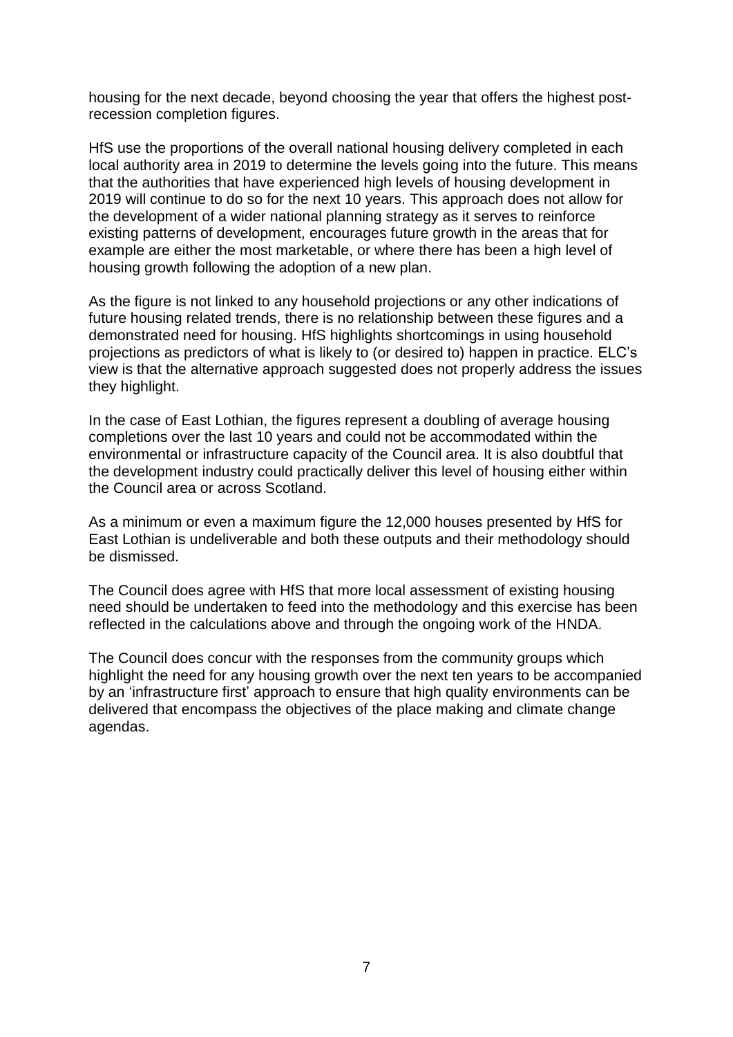housing for the next decade, beyond choosing the year that offers the highest post-recession completion figures.

HfS use the proportions of the overall national housing delivery completed in each local authority area in 2019 to determine the levels going into the future. This means that the authorities that have experienced high levels of housing development in 2019 will continue to do so for the next 10 years. This approach does not allow for the development of a wider national planning strategy as it serves to reinforce existing patterns of development, encourages future growth in the areas that for example are either the most marketable, or where there has been a high level of housing growth following the adoption of a new plan.

As the figure is not linked to any household projections or any other indications of future housing related trends, there is no relationship between these figures and a demonstrated need for housing. HfS highlights shortcomings in using household projections as predictors of what is likely to (or desired to) happen in practice. ELC's view is that the alternative approach suggested does not properly address the issues they highlight.

In the case of East Lothian, the figures represent a doubling of average housing completions over the last 10 years and could not be accommodated within the environmental or infrastructure capacity of the Council area. It is also doubtful that the development industry could practically deliver this level of housing either within the Council area or across Scotland.

As a minimum or even a maximum figure the 12,000 houses presented by HfS for East Lothian is undeliverable and both these outputs and their methodology should be dismissed.

The Council does agree with HfS that more local assessment of existing housing need should be undertaken to feed into the methodology and this exercise has been reflected in the calculations above and through the ongoing work of the HNDA.

The Council does concur with the responses from the community groups which highlight the need for any housing growth over the next ten years to be accompanied by an 'infrastructure first' approach to ensure that high quality environments can be delivered that encompass the objectives of the place making and climate change agendas.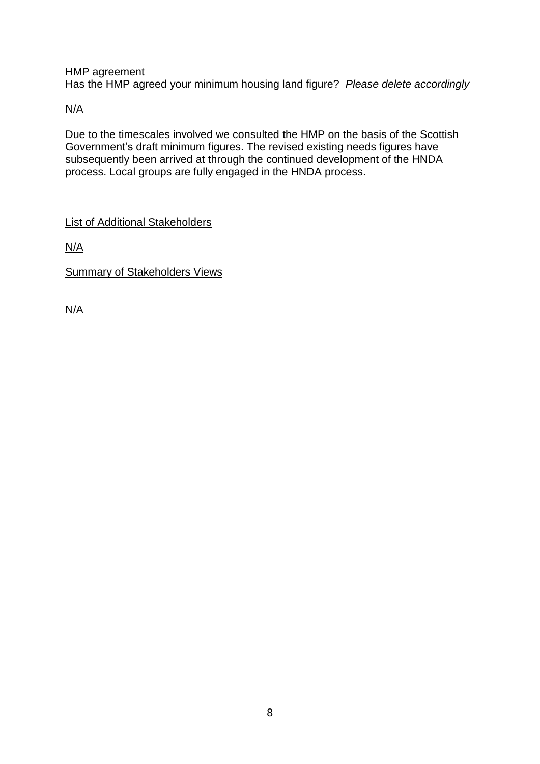<u>HMP agreement</u>

Has the HMP agreed your minimum housing land figure? *Please delete accordingly*

N/A

Due to the timescales involved we consulted the HMP on the basis of the Scottish Government's draft minimum figures. The revised existing needs figures have subsequently been arrived at through the continued development of the HNDA process. Local groups are fully engaged in the HNDA process.

<u>List of Additional Stakeholders</u>

<u>N/A</u>

<u>Summary of Stakeholders Views</u>

N/A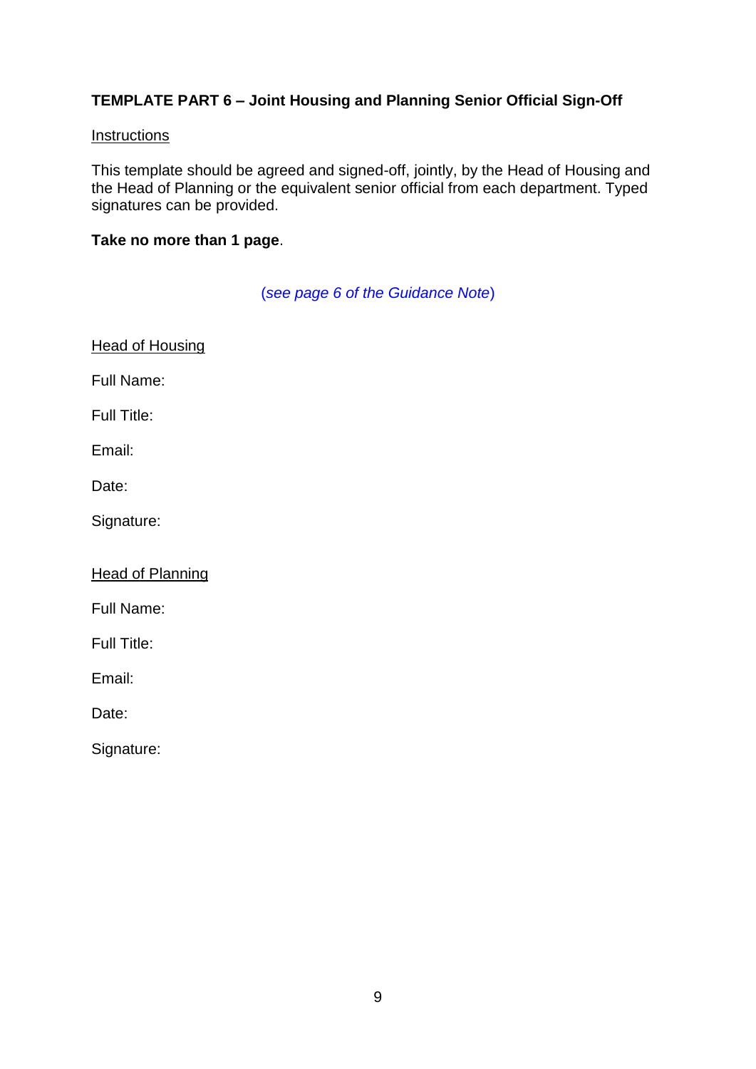**TEMPLATE PART 6 – Joint Housing and Planning Senior Official Sign-Off**

Instructions

This template should be agreed and signed-off, jointly, by the Head of Housing and the Head of Planning or the equivalent senior official from each department. Typed signatures can be provided.

**Take no more than 1 page**.

(*see page 6 of the Guidance Note*)

Head of Housing

Full Name:

Full Title:

Email:

Date:

Signature:

Head of Planning

Full Name:

Full Title:

Email:

Date:

Signature: